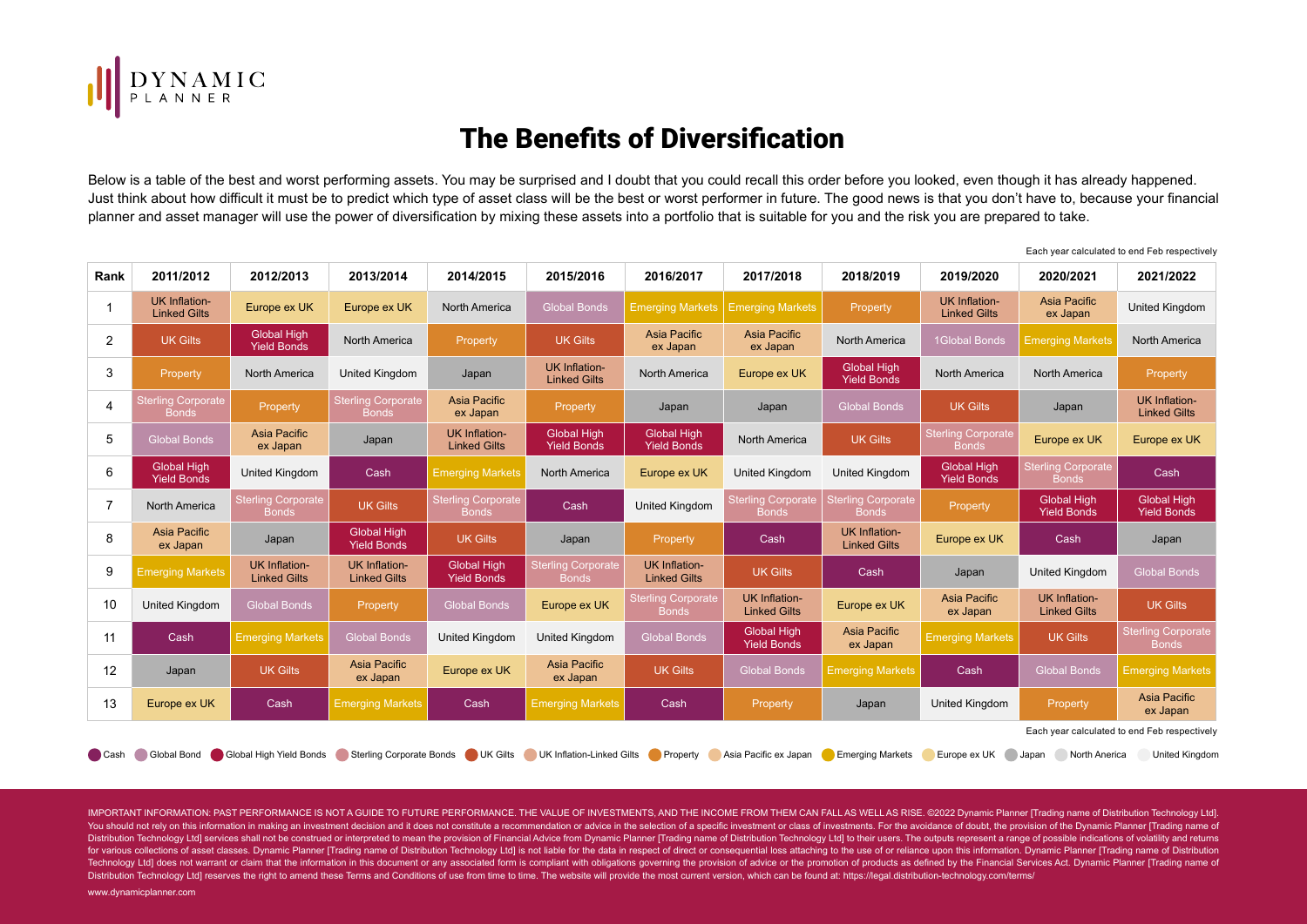DYNAMIC PLANNER

# The Benefits of Diversification

Below is a table of the best and worst performing assets. You may be surprised and I doubt that you could recall this order before you looked, even though it has already happened. Just think about how difficult it must be to predict which type of asset class will be the best or worst performer in future. The good news is that you don't have to, because your financial planner and asset manager will use the power of diversification by mixing these assets into a portfolio that is suitable for you and the risk you are prepared to take.

Each year calculated to end Feb respectively

| Rank | 2011/2012 | 2012/2013 | 2013/2014 | 2014/2015 | 2015/2016 | 2016/2017 | 2017/2018 | 2018/2019 | 2019/2020 | 2020/2021 | 2021/2022 |
|---|---|---|---|---|---|---|---|---|---|---|---|
| 1 | UK Inflation-Linked Gilts | Europe ex UK | Europe ex UK | North America | Global Bonds | Emerging Markets | Emerging Markets | Property | UK Inflation-Linked Gilts | Asia Pacific ex Japan | United Kingdom |
| 2 | UK Gilts | Global High Yield Bonds | North America | Property | UK Gilts | Asia Pacific ex Japan | Asia Pacific ex Japan | North America | 1Global Bonds | Emerging Markets | North America |
| 3 | Property | North America | United Kingdom | Japan | UK Inflation-Linked Gilts | North America | Europe ex UK | Global High Yield Bonds | North America | North America | Property |
| 4 | Sterling Corporate Bonds | Property | Sterling Corporate Bonds | Asia Pacific ex Japan | Property | Japan | Japan | Global Bonds | UK Gilts | Japan | UK Inflation-Linked Gilts |
| 5 | Global Bonds | Asia Pacific ex Japan | Japan | UK Inflation-Linked Gilts | Global High Yield Bonds | Global High Yield Bonds | North America | UK Gilts | Sterling Corporate Bonds | Europe ex UK | Europe ex UK |
| 6 | Global High Yield Bonds | United Kingdom | Cash | Emerging Markets | North America | Europe ex UK | United Kingdom | United Kingdom | Global High Yield Bonds | Sterling Corporate Bonds | Cash |
| 7 | North America | Sterling Corporate Bonds | UK Gilts | Sterling Corporate Bonds | Cash | United Kingdom | Sterling Corporate Bonds | Sterling Corporate Bonds | Property | Global High Yield Bonds | Global High Yield Bonds |
| 8 | Asia Pacific ex Japan | Japan | Global High Yield Bonds | UK Gilts | Japan | Property | Cash | UK Inflation-Linked Gilts | Europe ex UK | Cash | Japan |
| 9 | Emerging Markets | UK Inflation-Linked Gilts | UK Inflation-Linked Gilts | Global High Yield Bonds | Sterling Corporate Bonds | UK Inflation-Linked Gilts | UK Gilts | Cash | Japan | United Kingdom | Global Bonds |
| 10 | United Kingdom | Global Bonds | Property | Global Bonds | Europe ex UK | Sterling Corporate Bonds | UK Inflation-Linked Gilts | Europe ex UK | Asia Pacific ex Japan | UK Inflation-Linked Gilts | UK Gilts |
| 11 | Cash | Emerging Markets | Global Bonds | United Kingdom | United Kingdom | Global Bonds | Global High Yield Bonds | Asia Pacific ex Japan | Emerging Markets | UK Gilts | Sterling Corporate Bonds |
| 12 | Japan | UK Gilts | Asia Pacific ex Japan | Europe ex UK | Asia Pacific ex Japan | UK Gilts | Global Bonds | Emerging Markets | Cash | Global Bonds | Emerging Markets |
| 13 | Europe ex UK | Cash | Emerging Markets | Cash | Emerging Markets | Cash | Property | Japan | United Kingdom | Property | Asia Pacific ex Japan |

Each year calculated to end Feb respectively

Cash · Global Bond · Global High Yield Bonds · Sterling Corporate Bonds · UK Gilts · UK Inflation-Linked Gilts · Property · Asia Pacific ex Japan · Emerging Markets · Europe ex UK · Japan · North America · United Kingdom

IMPORTANT INFORMATION: PAST PERFORMANCE IS NOT A GUIDE TO FUTURE PERFORMANCE. THE VALUE OF INVESTMENTS, AND THE INCOME FROM THEM CAN FALL AS WELL AS RISE. ©2022 Dynamic Planner [Trading name of Distribution Technology Ltd]. You should not rely on this information in making an investment decision and it does not constitute a recommendation or advice in the selection of a specific investment or class of investments. For the avoidance of doubt, the provision of the Dynamic Planner [Trading name of Distribution Technology Ltd] services shall not be construed or interpreted to mean the provision of Financial Advice from Dynamic Planner [Trading name of Distribution Technology Ltd] to their users. The outputs represent a range of possible indications of volatility and returns for various collections of asset classes. Dynamic Planner [Trading name of Distribution Technology Ltd] is not liable for the data in respect of direct or consequential loss attaching to the use of or reliance upon this information. Dynamic Planner [Trading name of Distribution Technology Ltd] does not warrant or claim that the information in this document or any associated form is compliant with obligations governing the provision of advice or the promotion of products as defined by the Financial Services Act. Dynamic Planner [Trading name of Distribution Technology Ltd] reserves the right to amend these Terms and Conditions of use from time to time. The website will provide the most current version, which can be found at: https://legal.distribution-technology.com/terms/

www.dynamicplanner.com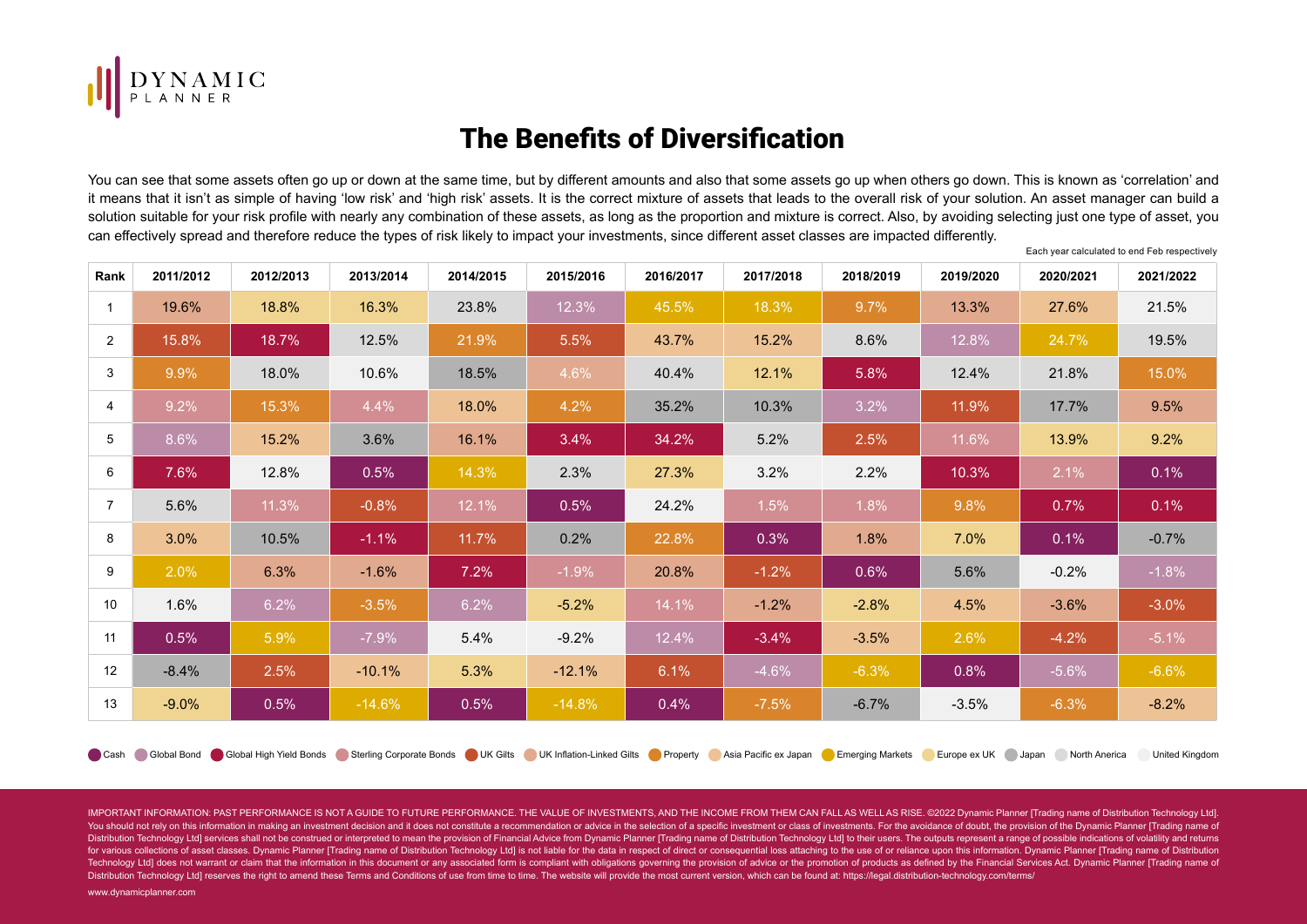DYNAMIC PLANNER

# The Benefits of Diversification

You can see that some assets often go up or down at the same time, but by different amounts and also that some assets go up when others go down. This is known as 'correlation' and it means that it isn't as simple of having 'low risk' and 'high risk' assets. It is the correct mixture of assets that leads to the overall risk of your solution. An asset manager can build a solution suitable for your risk profile with nearly any combination of these assets, as long as the proportion and mixture is correct. Also, by avoiding selecting just one type of asset, you can effectively spread and therefore reduce the types of risk likely to impact your investments, since different asset classes are impacted differently.

Each year calculated to end Feb respectively

| Rank | 2011/2012 | 2012/2013 | 2013/2014 | 2014/2015 | 2015/2016 | 2016/2017 | 2017/2018 | 2018/2019 | 2019/2020 | 2020/2021 | 2021/2022 |
|---|---|---|---|---|---|---|---|---|---|---|---|
| 1 | 19.6% | 18.8% | 16.3% | 23.8% | 12.3% | 45.5% | 18.3% | 9.7% | 13.3% | 27.6% | 21.5% |
| 2 | 15.8% | 18.7% | 12.5% | 21.9% | 5.5% | 43.7% | 15.2% | 8.6% | 12.8% | 24.7% | 19.5% |
| 3 | 9.9% | 18.0% | 10.6% | 18.5% | 4.6% | 40.4% | 12.1% | 5.8% | 12.4% | 21.8% | 15.0% |
| 4 | 9.2% | 15.3% | 4.4% | 18.0% | 4.2% | 35.2% | 10.3% | 3.2% | 11.9% | 17.7% | 9.5% |
| 5 | 8.6% | 15.2% | 3.6% | 16.1% | 3.4% | 34.2% | 5.2% | 2.5% | 11.6% | 13.9% | 9.2% |
| 6 | 7.6% | 12.8% | 0.5% | 14.3% | 2.3% | 27.3% | 3.2% | 2.2% | 10.3% | 2.1% | 0.1% |
| 7 | 5.6% | 11.3% | -0.8% | 12.1% | 0.5% | 24.2% | 1.5% | 1.8% | 9.8% | 0.7% | 0.1% |
| 8 | 3.0% | 10.5% | -1.1% | 11.7% | 0.2% | 22.8% | 0.3% | 1.8% | 7.0% | 0.1% | -0.7% |
| 9 | 2.0% | 6.3% | -1.6% | 7.2% | -1.9% | 20.8% | -1.2% | 0.6% | 5.6% | -0.2% | -1.8% |
| 10 | 1.6% | 6.2% | -3.5% | 6.2% | -5.2% | 14.1% | -1.2% | -2.8% | 4.5% | -3.6% | -3.0% |
| 11 | 0.5% | 5.9% | -7.9% | 5.4% | -9.2% | 12.4% | -3.4% | -3.5% | 2.6% | -4.2% | -5.1% |
| 12 | -8.4% | 2.5% | -10.1% | 5.3% | -12.1% | 6.1% | -4.6% | -6.3% | 0.8% | -5.6% | -6.6% |
| 13 | -9.0% | 0.5% | -14.6% | 0.5% | -14.8% | 0.4% | -7.5% | -6.7% | -3.5% | -6.3% | -8.2% |

Cash · Global Bond · Global High Yield Bonds · Sterling Corporate Bonds · UK Gilts · UK Inflation-Linked Gilts · Property · Asia Pacific ex Japan · Emerging Markets · Europe ex UK · Japan · North America · United Kingdom

IMPORTANT INFORMATION: PAST PERFORMANCE IS NOT A GUIDE TO FUTURE PERFORMANCE. THE VALUE OF INVESTMENTS, AND THE INCOME FROM THEM CAN FALL AS WELL AS RISE. ©2022 Dynamic Planner [Trading name of Distribution Technology Ltd]. You should not rely on this information in making an investment decision and it does not constitute a recommendation or advice in the selection of a specific investment or class of investments. For the avoidance of doubt, the provision of the Dynamic Planner [Trading name of Distribution Technology Ltd] services shall not be construed or interpreted to mean the provision of Financial Advice from Dynamic Planner [Trading name of Distribution Technology Ltd] to their users. The outputs represent a range of possible indications of volatility and returns for various collections of asset classes. Dynamic Planner [Trading name of Distribution Technology Ltd] is not liable for the data in respect of direct or consequential loss attaching to the use of or reliance upon this information. Dynamic Planner [Trading name of Distribution Technology Ltd] does not warrant or claim that the information in this document or any associated form is compliant with obligations governing the provision of advice or the promotion of products as defined by the Financial Services Act. Dynamic Planner [Trading name of Distribution Technology Ltd] reserves the right to amend these Terms and Conditions of use from time to time. The website will provide the most current version, which can be found at: https://legal.distribution-technology.com/terms/

www.dynamicplanner.com